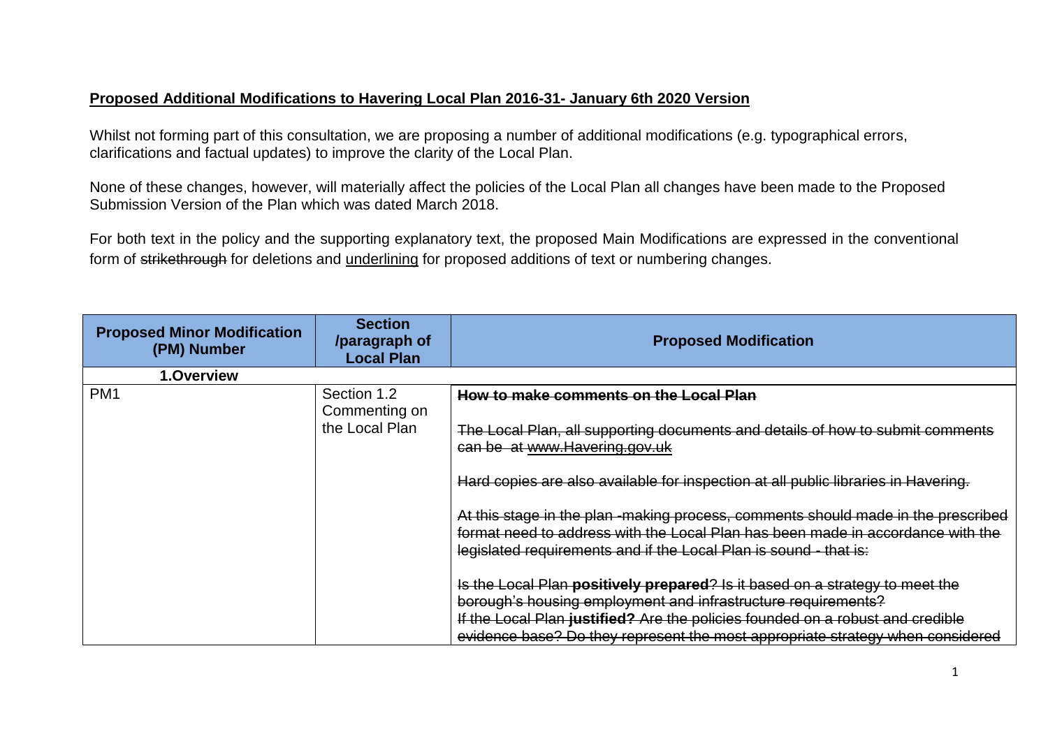**Proposed Additional Modifications to Havering Local Plan 2016-31- January 6th 2020 Version**

Whilst not forming part of this consultation, we are proposing a number of additional modifications (e.g. typographical errors, clarifications and factual updates) to improve the clarity of the Local Plan.

None of these changes, however, will materially affect the policies of the Local Plan all changes have been made to the Proposed Submission Version of the Plan which was dated March 2018.

For both text in the policy and the supporting explanatory text, the proposed Main Modifications are expressed in the conventional form of ~~strikethrough~~ for deletions and <u>underlining</u> for proposed additions of text or numbering changes.

| Proposed Minor Modification (PM) Number | Section /paragraph of Local Plan | Proposed Modification |
|---|---|---|
| **1.Overview** | | |
| PM1 | Section 1.2 Commenting on the Local Plan | ~~**How to make comments on the Local Plan**~~<br><br>~~The Local Plan, all supporting documents and details of how to submit comments can be at www.Havering.gov.uk~~<br><br>~~Hard copies are also available for inspection at all public libraries in Havering.~~<br><br>~~At this stage in the plan -making process, comments should made in the prescribed format need to address with the Local Plan has been made in accordance with the legislated requirements and if the Local Plan is sound - that is:~~<br><br>~~Is the Local Plan **positively prepared**? Is it based on a strategy to meet the borough's housing employment and infrastructure requirements?~~<br>~~If the Local Plan **justified?** Are the policies founded on a robust and credible evidence base? Do they represent the most appropriate strategy when considered~~ |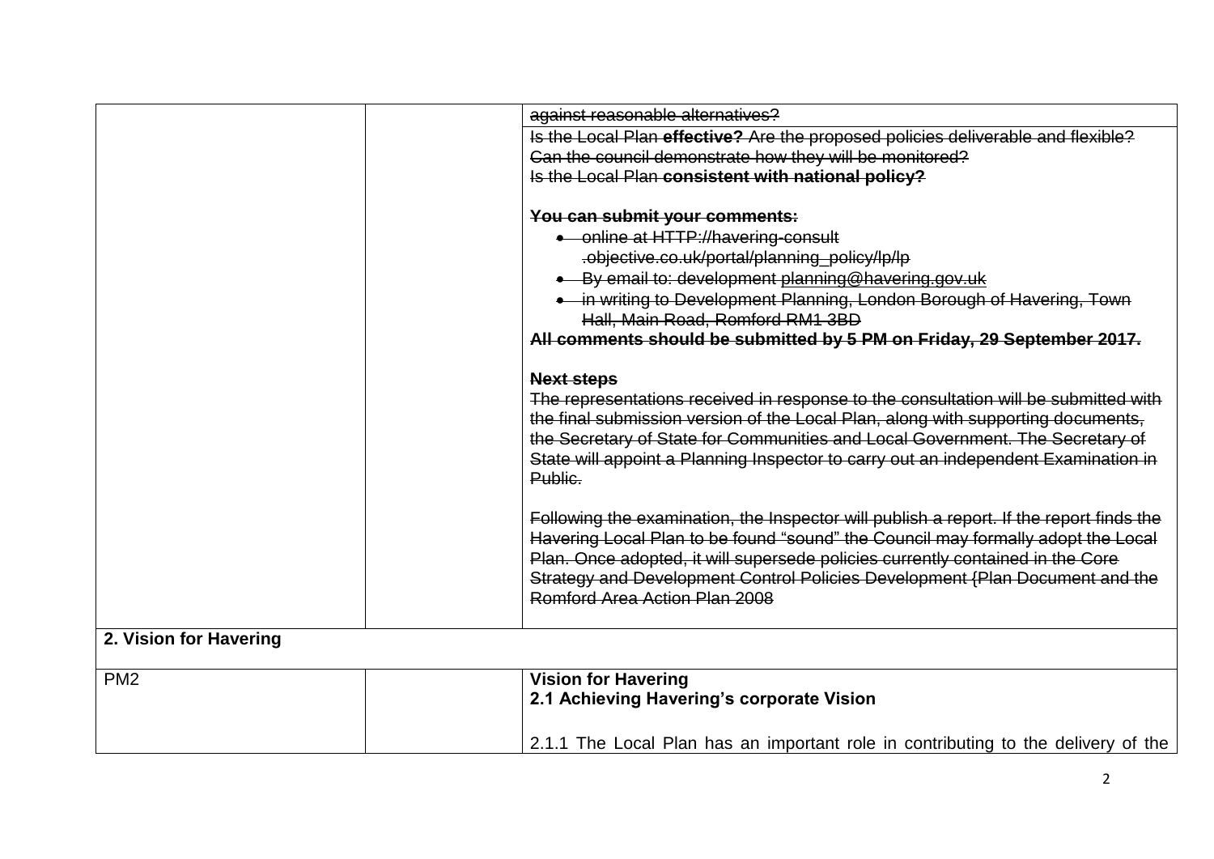| | | |
|---|---|---|
| | | ~~against reasonable alternatives?~~<br>~~Is the Local Plan **effective?** Are the proposed policies deliverable and flexible? Can the council demonstrate how they will be monitored?~~<br>~~Is the Local Plan **consistent with national policy?**~~<br><br>~~**You can submit your comments:**~~<br>• ~~online at HTTP://havering-consult .objective.co.uk/portal/planning_policy/lp/lp~~<br>• ~~By email to: development planning@havering.gov.uk~~<br>• ~~in writing to Development Planning, London Borough of Havering, Town Hall, Main Road, Romford RM1 3BD~~<br>~~**All comments should be submitted by 5 PM on Friday, 29 September 2017.**~~<br><br>~~**Next steps**~~<br>~~The representations received in response to the consultation will be submitted with the final submission version of the Local Plan, along with supporting documents, the Secretary of State for Communities and Local Government. The Secretary of State will appoint a Planning Inspector to carry out an independent Examination in Public.~~<br><br>~~Following the examination, the Inspector will publish a report. If the report finds the Havering Local Plan to be found "sound" the Council may formally adopt the Local Plan. Once adopted, it will supersede policies currently contained in the Core Strategy and Development Control Policies Development {Plan Document and the Romford Area Action Plan 2008~~ |
| **2. Vision for Havering** | | |
| PM2 | | **Vision for Havering**<br>**2.1 Achieving Havering's corporate Vision**<br><br>2.1.1 The Local Plan has an important role in contributing to the delivery of the |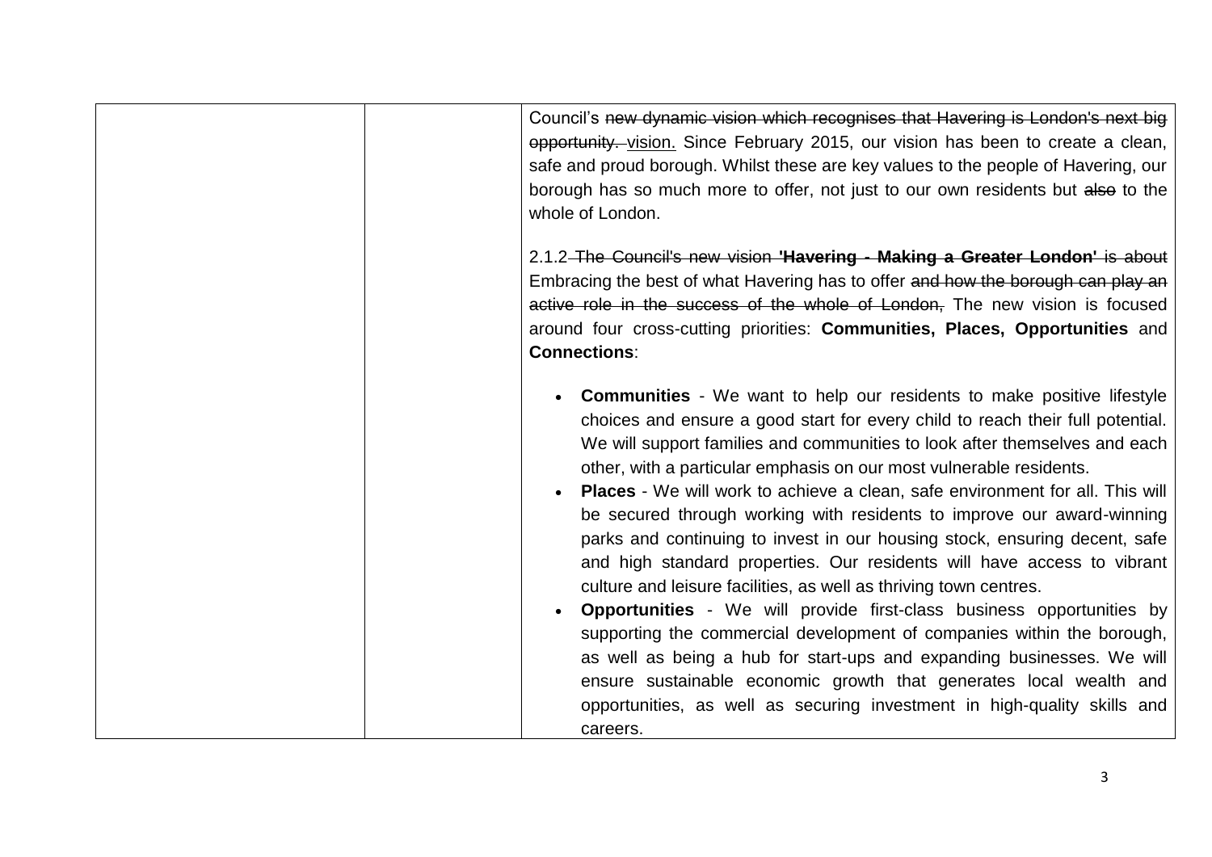Council's ~~new dynamic vision which recognises that Havering is London's next big opportunity.~~ vision. Since February 2015, our vision has been to create a clean, safe and proud borough. Whilst these are key values to the people of Havering, our borough has so much more to offer, not just to our own residents but ~~also~~ to the whole of London.

2.1.2 ~~The Council's new vision **'Havering - Making a Greater London'** is about~~ Embracing the best of what Havering has to offer ~~and how the borough can play an active role in the success of the whole of London,~~ The new vision is focused around four cross-cutting priorities: **Communities, Places, Opportunities** and **Connections**:

- **Communities** - We want to help our residents to make positive lifestyle choices and ensure a good start for every child to reach their full potential. We will support families and communities to look after themselves and each other, with a particular emphasis on our most vulnerable residents.
- **Places** - We will work to achieve a clean, safe environment for all. This will be secured through working with residents to improve our award-winning parks and continuing to invest in our housing stock, ensuring decent, safe and high standard properties. Our residents will have access to vibrant culture and leisure facilities, as well as thriving town centres.
- **Opportunities** - We will provide first-class business opportunities by supporting the commercial development of companies within the borough, as well as being a hub for start-ups and expanding businesses. We will ensure sustainable economic growth that generates local wealth and opportunities, as well as securing investment in high-quality skills and careers.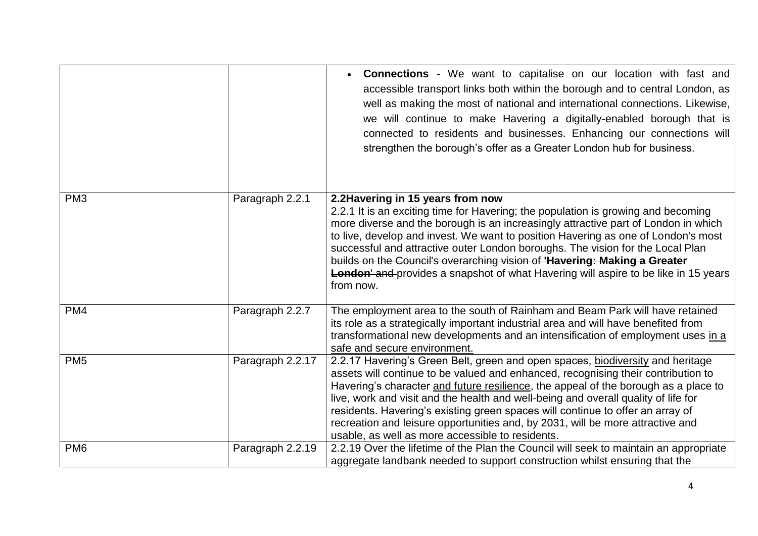| | | |
|---|---|---|
| | | • **Connections** - We want to capitalise on our location with fast and accessible transport links both within the borough and to central London, as well as making the most of national and international connections. Likewise, we will continue to make Havering a digitally-enabled borough that is connected to residents and businesses. Enhancing our connections will strengthen the borough's offer as a Greater London hub for business. |
| PM3 | Paragraph 2.2.1 | **2.2Havering in 15 years from now**<br>2.2.1 It is an exciting time for Havering; the population is growing and becoming more diverse and the borough is an increasingly attractive part of London in which to live, develop and invest. We want to position Havering as one of London's most successful and attractive outer London boroughs. The vision for the Local Plan ~~builds on the Council's overarching vision of **'Havering: Making a Greater London'** and~~ provides a snapshot of what Havering will aspire to be like in 15 years from now. |
| PM4 | Paragraph 2.2.7 | The employment area to the south of Rainham and Beam Park will have retained its role as a strategically important industrial area and will have benefited from transformational new developments and an intensification of employment uses <u>in a safe and secure environment.</u> |
| PM5 | Paragraph 2.2.17 | 2.2.17 Havering's Green Belt, green and open spaces, <u>biodiversity</u> and heritage assets will continue to be valued and enhanced, recognising their contribution to Havering's character <u>and future resilience</u>, the appeal of the borough as a place to live, work and visit and the health and well-being and overall quality of life for residents. Havering's existing green spaces will continue to offer an array of recreation and leisure opportunities and, by 2031, will be more attractive and usable, as well as more accessible to residents. |
| PM6 | Paragraph 2.2.19 | 2.2.19 Over the lifetime of the Plan the Council will seek to maintain an appropriate aggregate landbank needed to support construction whilst ensuring that the |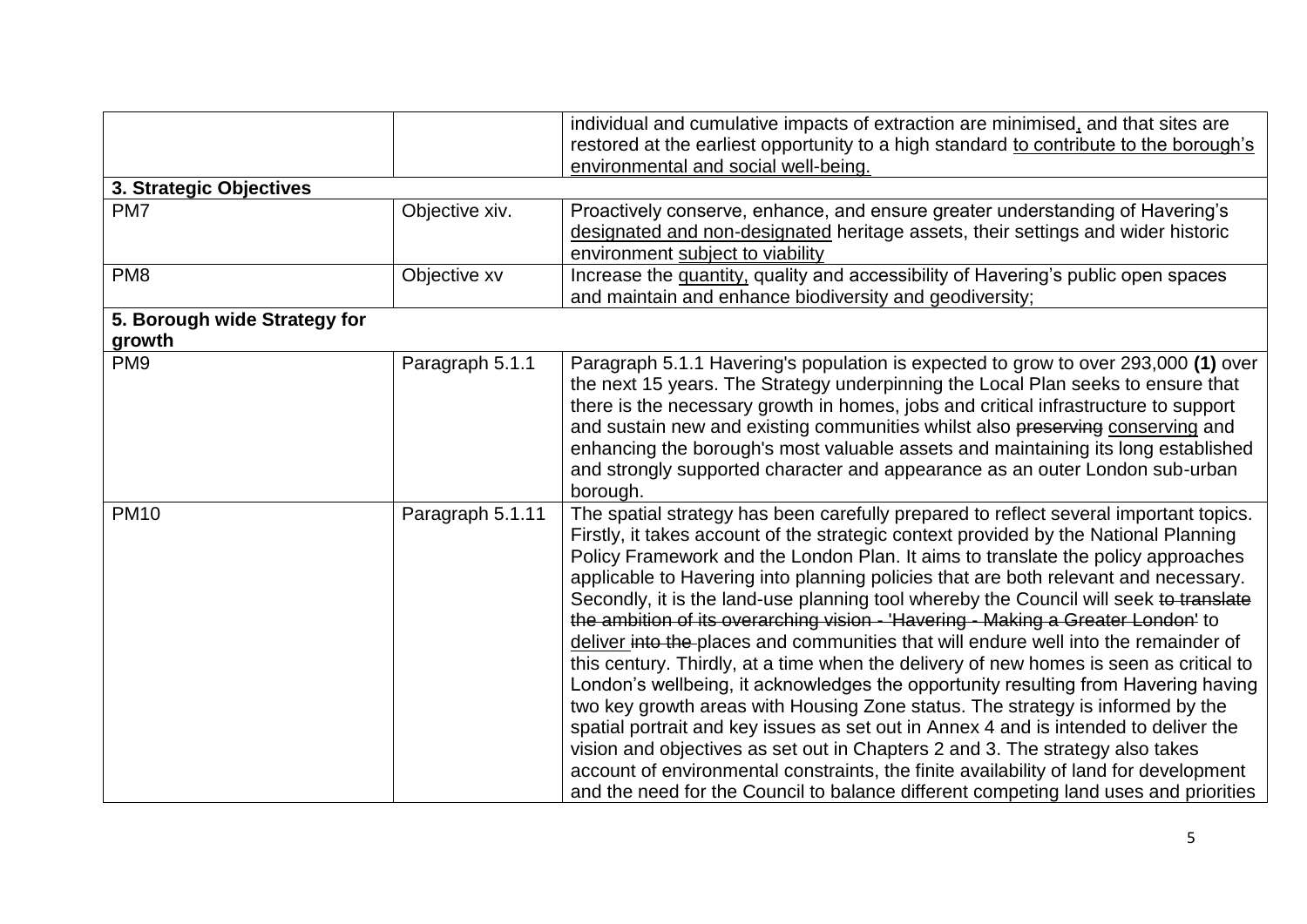| | | |
|---|---|---|
| | | individual and cumulative impacts of extraction are minimised, and that sites are restored at the earliest opportunity to a high standard to contribute to the borough's environmental and social well-being. |
| **3. Strategic Objectives** | | |
| PM7 | Objective xiv. | Proactively conserve, enhance, and ensure greater understanding of Havering's designated and non-designated heritage assets, their settings and wider historic environment subject to viability |
| PM8 | Objective xv | Increase the quantity, quality and accessibility of Havering's public open spaces and maintain and enhance biodiversity and geodiversity; |
| **5. Borough wide Strategy for growth** | | |
| PM9 | Paragraph 5.1.1 | Paragraph 5.1.1 Havering's population is expected to grow to over 293,000 **(1)** over the next 15 years. The Strategy underpinning the Local Plan seeks to ensure that there is the necessary growth in homes, jobs and critical infrastructure to support and sustain new and existing communities whilst also ~~preserving~~ conserving and enhancing the borough's most valuable assets and maintaining its long established and strongly supported character and appearance as an outer London sub-urban borough. |
| PM10 | Paragraph 5.1.11 | The spatial strategy has been carefully prepared to reflect several important topics. Firstly, it takes account of the strategic context provided by the National Planning Policy Framework and the London Plan. It aims to translate the policy approaches applicable to Havering into planning policies that are both relevant and necessary. Secondly, it is the land-use planning tool whereby the Council will seek ~~to translate the ambition of its overarching vision - 'Havering - Making a Greater London'~~ to deliver ~~into the~~ places and communities that will endure well into the remainder of this century. Thirdly, at a time when the delivery of new homes is seen as critical to London's wellbeing, it acknowledges the opportunity resulting from Havering having two key growth areas with Housing Zone status. The strategy is informed by the spatial portrait and key issues as set out in Annex 4 and is intended to deliver the vision and objectives as set out in Chapters 2 and 3. The strategy also takes account of environmental constraints, the finite availability of land for development and the need for the Council to balance different competing land uses and priorities |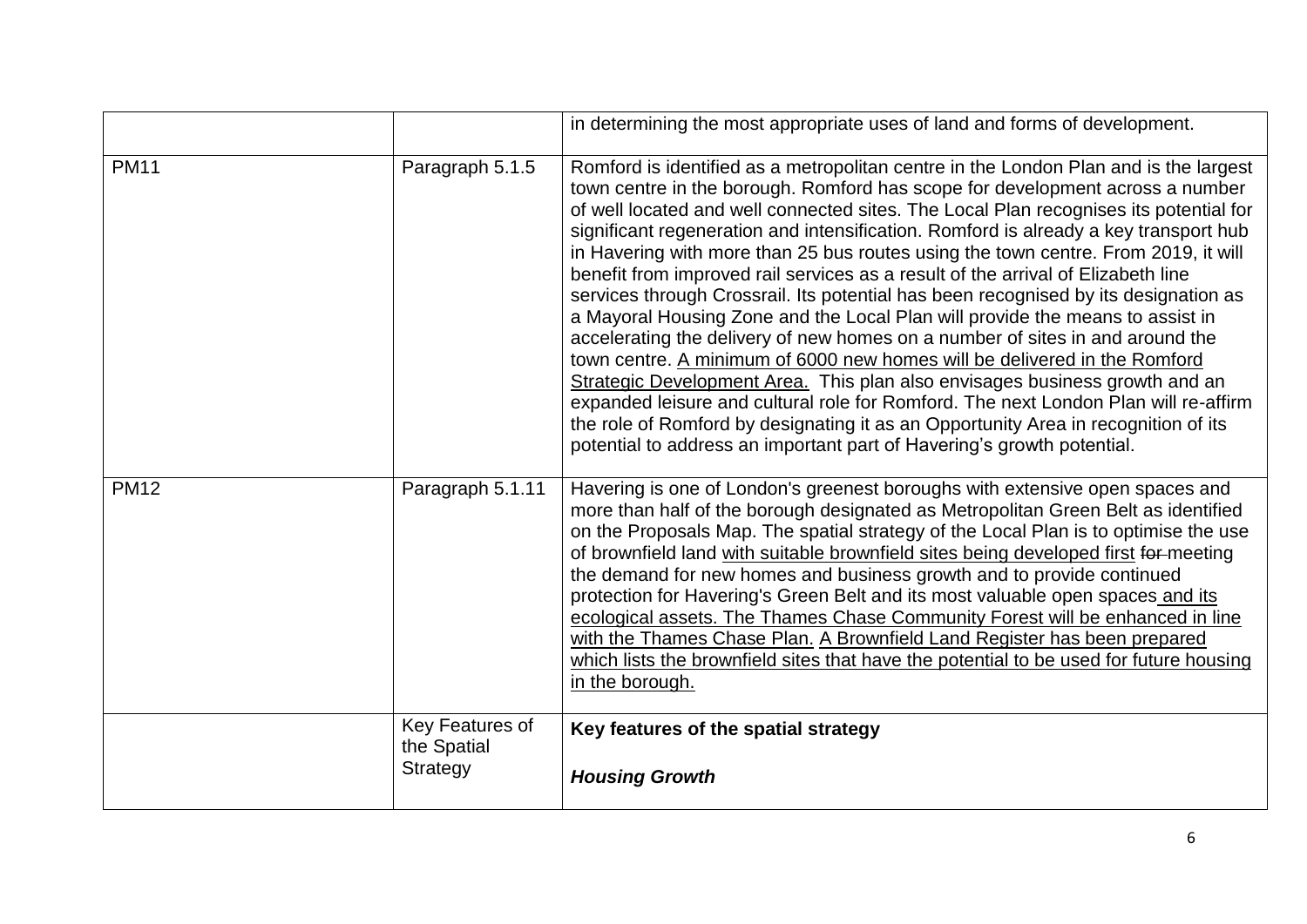|  |  |  |
|---|---|---|
|  |  | in determining the most appropriate uses of land and forms of development. |
| PM11 | Paragraph 5.1.5 | Romford is identified as a metropolitan centre in the London Plan and is the largest town centre in the borough. Romford has scope for development across a number of well located and well connected sites. The Local Plan recognises its potential for significant regeneration and intensification. Romford is already a key transport hub in Havering with more than 25 bus routes using the town centre. From 2019, it will benefit from improved rail services as a result of the arrival of Elizabeth line services through Crossrail. Its potential has been recognised by its designation as a Mayoral Housing Zone and the Local Plan will provide the means to assist in accelerating the delivery of new homes on a number of sites in and around the town centre. <u>A minimum of 6000 new homes will be delivered in the Romford Strategic Development Area.</u> This plan also envisages business growth and an expanded leisure and cultural role for Romford. The next London Plan will re-affirm the role of Romford by designating it as an Opportunity Area in recognition of its potential to address an important part of Havering's growth potential. |
| PM12 | Paragraph 5.1.11 | Havering is one of London's greenest boroughs with extensive open spaces and more than half of the borough designated as Metropolitan Green Belt as identified on the Proposals Map. The spatial strategy of the Local Plan is to optimise the use of brownfield land <u>with suitable brownfield sites being developed first</u> ~~for~~ meeting the demand for new homes and business growth and to provide continued protection for Havering's Green Belt and its most valuable open spaces <u>and its ecological assets. The Thames Chase Community Forest will be enhanced in line with the Thames Chase Plan.</u> <u>A Brownfield Land Register has been prepared which lists the brownfield sites that have the potential to be used for future housing in the borough.</u> |
|  | Key Features of the Spatial Strategy | **Key features of the spatial strategy**<br><br>***Housing Growth*** |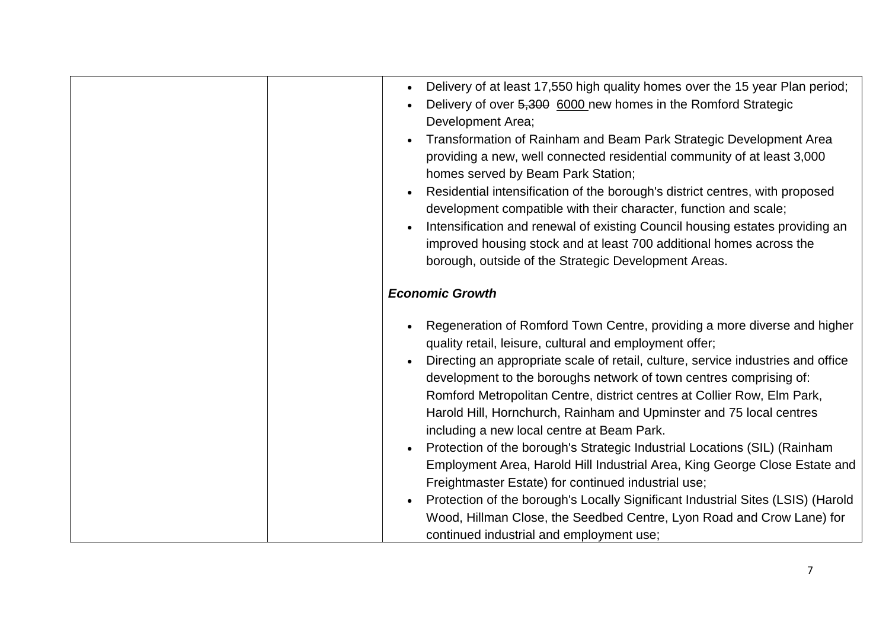| | | • Delivery of at least 17,550 high quality homes over the 15 year Plan period;<br>• Delivery of over ~~5,300~~ <u>6000</u> new homes in the Romford Strategic Development Area;<br>• Transformation of Rainham and Beam Park Strategic Development Area providing a new, well connected residential community of at least 3,000 homes served by Beam Park Station;<br>• Residential intensification of the borough's district centres, with proposed development compatible with their character, function and scale;<br>• Intensification and renewal of existing Council housing estates providing an improved housing stock and at least 700 additional homes across the borough, outside of the Strategic Development Areas.<br><br>***Economic Growth***<br><br>• Regeneration of Romford Town Centre, providing a more diverse and higher quality retail, leisure, cultural and employment offer;<br>• Directing an appropriate scale of retail, culture, service industries and office development to the boroughs network of town centres comprising of: Romford Metropolitan Centre, district centres at Collier Row, Elm Park, Harold Hill, Hornchurch, Rainham and Upminster and 75 local centres including a new local centre at Beam Park.<br>• Protection of the borough's Strategic Industrial Locations (SIL) (Rainham Employment Area, Harold Hill Industrial Area, King George Close Estate and Freightmaster Estate) for continued industrial use;<br>• Protection of the borough's Locally Significant Industrial Sites (LSIS) (Harold Wood, Hillman Close, the Seedbed Centre, Lyon Road and Crow Lane) for continued industrial and employment use; |
|---|---|---|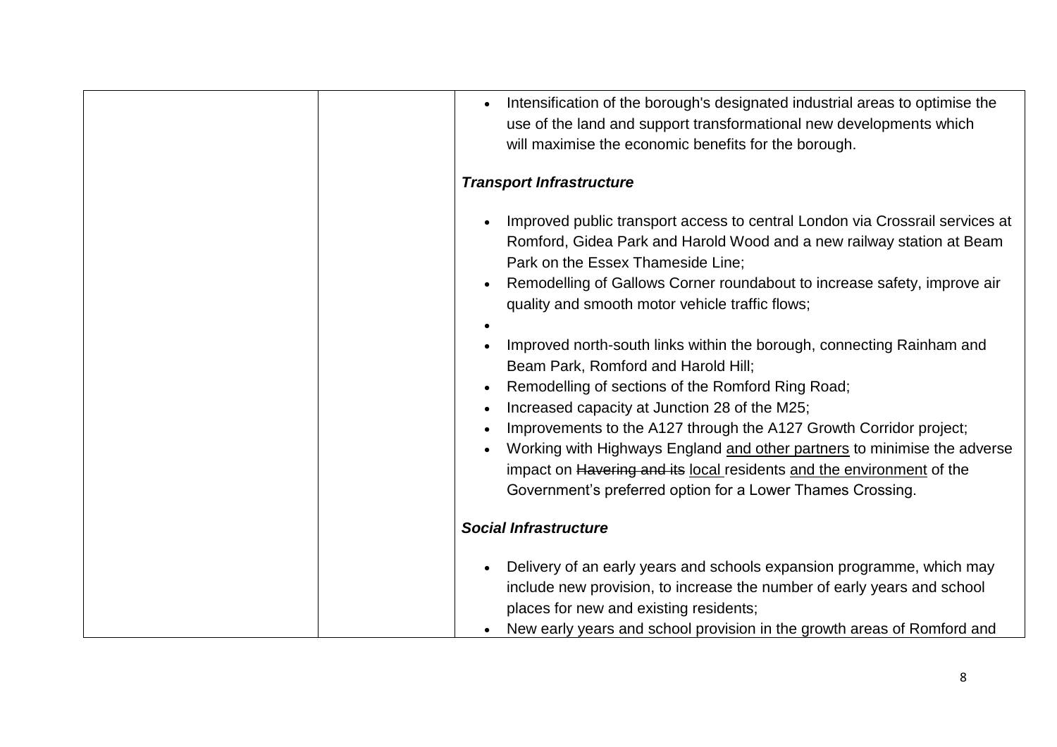- Intensification of the borough's designated industrial areas to optimise the use of the land and support transformational new developments which will maximise the economic benefits for the borough.

***Transport Infrastructure***

- Improved public transport access to central London via Crossrail services at Romford, Gidea Park and Harold Wood and a new railway station at Beam Park on the Essex Thameside Line;
- Remodelling of Gallows Corner roundabout to increase safety, improve air quality and smooth motor vehicle traffic flows;
- Improved north-south links within the borough, connecting Rainham and Beam Park, Romford and Harold Hill;
- Remodelling of sections of the Romford Ring Road;
- Increased capacity at Junction 28 of the M25;
- Improvements to the A127 through the A127 Growth Corridor project;
- Working with Highways England <u>and other partners</u> to minimise the adverse impact on ~~Havering and its~~ <u>local</u> residents <u>and the environment</u> of the Government's preferred option for a Lower Thames Crossing.

***Social Infrastructure***

- Delivery of an early years and schools expansion programme, which may include new provision, to increase the number of early years and school places for new and existing residents;
- New early years and school provision in the growth areas of Romford and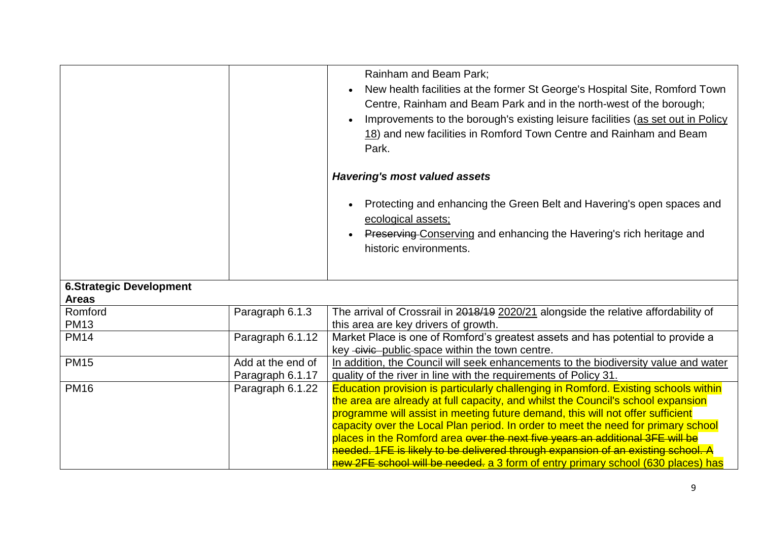| | | |
|---|---|---|
| | | Rainham and Beam Park;<br>• New health facilities at the former St George's Hospital Site, Romford Town Centre, Rainham and Beam Park and in the north-west of the borough;<br>• Improvements to the borough's existing leisure facilities (<u>as set out in Policy 18</u>) and new facilities in Romford Town Centre and Rainham and Beam Park.<br><br>***Havering's most valued assets***<br><br>• Protecting and enhancing the Green Belt and Havering's open spaces and <u>ecological assets;</u><br>• ~~Preserving~~ <u>Conserving</u> and enhancing the Havering's rich heritage and historic environments. |
| **6.Strategic Development Areas** | | |
| Romford<br>PM13 | Paragraph 6.1.3 | The arrival of Crossrail in ~~2018/19~~ <u>2020/21</u> alongside the relative affordability of this area are key drivers of growth. |
| PM14 | Paragraph 6.1.12 | Market Place is one of Romford's greatest assets and has potential to provide a key ~~civic~~ <u>public</u> space within the town centre. |
| PM15 | Add at the end of Paragraph 6.1.17 | <u>In addition, the Council will seek enhancements to the biodiversity value and water quality of the river in line with the requirements of Policy 31.</u> |
| PM16 | Paragraph 6.1.22 | Education provision is particularly challenging in Romford. Existing schools within the area are already at full capacity, and whilst the Council's school expansion programme will assist in meeting future demand, this will not offer sufficient capacity over the Local Plan period. In order to meet the need for primary school places in the Romford area ~~over the next five years an additional 3FE will be needed. 1FE is likely to be delivered through expansion of an existing school. A new 2FE school will be needed.~~ <u>a 3 form of entry primary school (630 places) has</u> |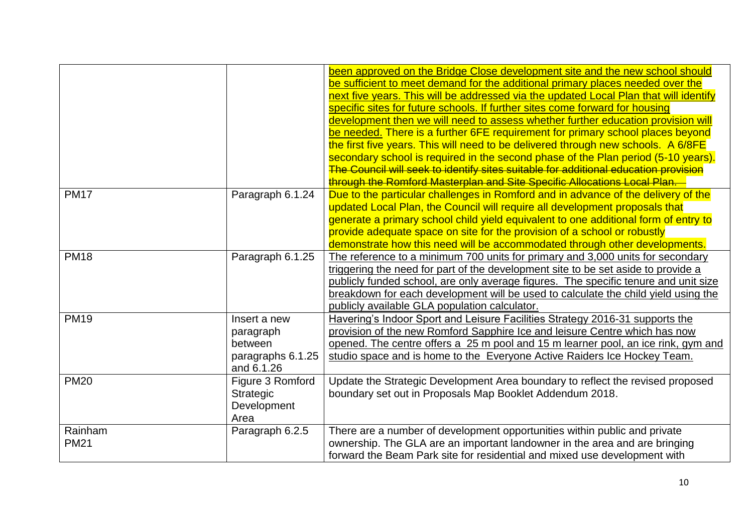| | | |
|---|---|---|
| | | been approved on the Bridge Close development site and the new school should be sufficient to meet demand for the additional primary places needed over the next five years. This will be addressed via the updated Local Plan that will identify specific sites for future schools. If further sites come forward for housing development then we will need to assess whether further education provision will be needed. There is a further 6FE requirement for primary school places beyond the first five years. This will need to be delivered through new schools. A 6/8FE secondary school is required in the second phase of the Plan period (5-10 years). ~~The Council will seek to identify sites suitable for additional education provision through the Romford Masterplan and Site Specific Allocations Local Plan.~~ |
| PM17 | Paragraph 6.1.24 | Due to the particular challenges in Romford and in advance of the delivery of the updated Local Plan, the Council will require all development proposals that generate a primary school child yield equivalent to one additional form of entry to provide adequate space on site for the provision of a school or robustly demonstrate how this need will be accommodated through other developments. |
| PM18 | Paragraph 6.1.25 | The reference to a minimum 700 units for primary and 3,000 units for secondary triggering the need for part of the development site to be set aside to provide a publicly funded school, are only average figures. The specific tenure and unit size breakdown for each development will be used to calculate the child yield using the publicly available GLA population calculator. |
| PM19 | Insert a new paragraph between paragraphs 6.1.25 and 6.1.26 | Havering's Indoor Sport and Leisure Facilities Strategy 2016-31 supports the provision of the new Romford Sapphire Ice and leisure Centre which has now opened. The centre offers a 25 m pool and 15 m learner pool, an ice rink, gym and studio space and is home to the Everyone Active Raiders Ice Hockey Team. |
| PM20 | Figure 3 Romford Strategic Development Area | Update the Strategic Development Area boundary to reflect the revised proposed boundary set out in Proposals Map Booklet Addendum 2018. |
| Rainham PM21 | Paragraph 6.2.5 | There are a number of development opportunities within public and private ownership. The GLA are an important landowner in the area and are bringing forward the Beam Park site for residential and mixed use development with |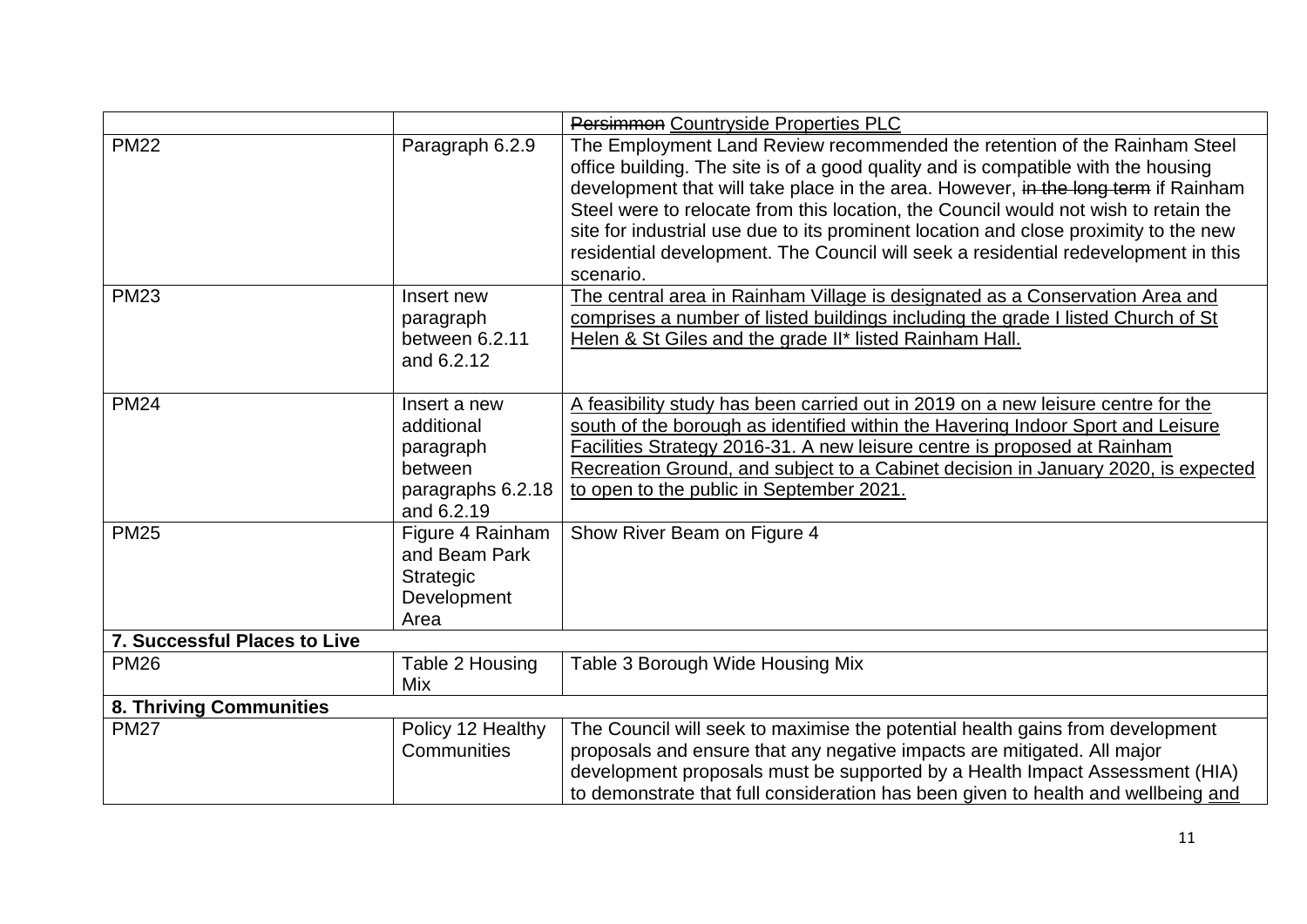| | | |
|---|---|---|
| | | ~~Persimmon~~ <u>Countryside Properties PLC</u> |
| PM22 | Paragraph 6.2.9 | The Employment Land Review recommended the retention of the Rainham Steel office building. The site is of a good quality and is compatible with the housing development that will take place in the area. However, ~~in the long term~~ if Rainham Steel were to relocate from this location, the Council would not wish to retain the site for industrial use due to its prominent location and close proximity to the new residential development. The Council will seek a residential redevelopment in this scenario. |
| PM23 | Insert new paragraph between 6.2.11 and 6.2.12 | <u>The central area in Rainham Village is designated as a Conservation Area and comprises a number of listed buildings including the grade I listed Church of St Helen & St Giles and the grade II* listed Rainham Hall.</u> |
| PM24 | Insert a new additional paragraph between paragraphs 6.2.18 and 6.2.19 | <u>A feasibility study has been carried out in 2019 on a new leisure centre for the south of the borough as identified within the Havering Indoor Sport and Leisure Facilities Strategy 2016-31. A new leisure centre is proposed at Rainham Recreation Ground, and subject to a Cabinet decision in January 2020, is expected to open to the public in September 2021.</u> |
| PM25 | Figure 4 Rainham and Beam Park Strategic Development Area | Show River Beam on Figure 4 |
| **7. Successful Places to Live** | | |
| PM26 | Table 2 Housing Mix | Table 3 Borough Wide Housing Mix |
| **8. Thriving Communities** | | |
| PM27 | Policy 12 Healthy Communities | The Council will seek to maximise the potential health gains from development proposals and ensure that any negative impacts are mitigated. All major development proposals must be supported by a Health Impact Assessment (HIA) to demonstrate that full consideration has been given to health and wellbeing <u>and</u> |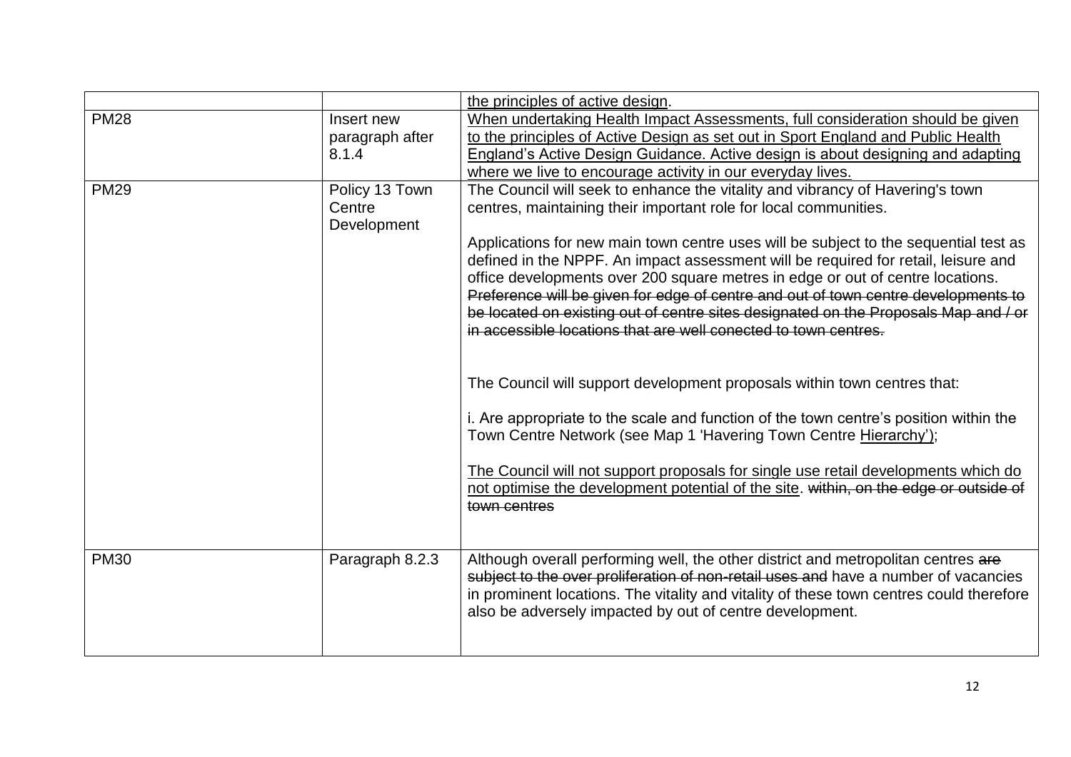| | | |
|---|---|---|
| | | <u>the principles of active design</u>. |
| PM28 | Insert new paragraph after 8.1.4 | <u>When undertaking Health Impact Assessments, full consideration should be given to the principles of Active Design as set out in Sport England and Public Health England's Active Design Guidance. Active design is about designing and adapting where we live to encourage activity in our everyday lives.</u> |
| PM29 | Policy 13 Town Centre Development | The Council will seek to enhance the vitality and vibrancy of Havering's town centres, maintaining their important role for local communities.<br><br>Applications for new main town centre uses will be subject to the sequential test as defined in the NPPF. An impact assessment will be required for retail, leisure and office developments over 200 square metres in edge or out of centre locations. ~~Preference will be given for edge of centre and out of town centre developments to be located on existing out of centre sites designated on the Proposals Map and / or in accessible locations that are well conected to town centres.~~<br><br>The Council will support development proposals within town centres that:<br><br>i. Are appropriate to the scale and function of the town centre's position within the Town Centre Network (see Map 1 'Havering Town Centre <u>Hierarchy')</u>;<br><br><u>The Council will not support proposals for single use retail developments which do not optimise the development potential of the site</u>. ~~within, on the edge or outside of town centres~~ |
| PM30 | Paragraph 8.2.3 | Although overall performing well, the other district and metropolitan centres ~~are subject to the over proliferation of non-retail uses and~~ have a number of vacancies in prominent locations. The vitality and vitality of these town centres could therefore also be adversely impacted by out of centre development. |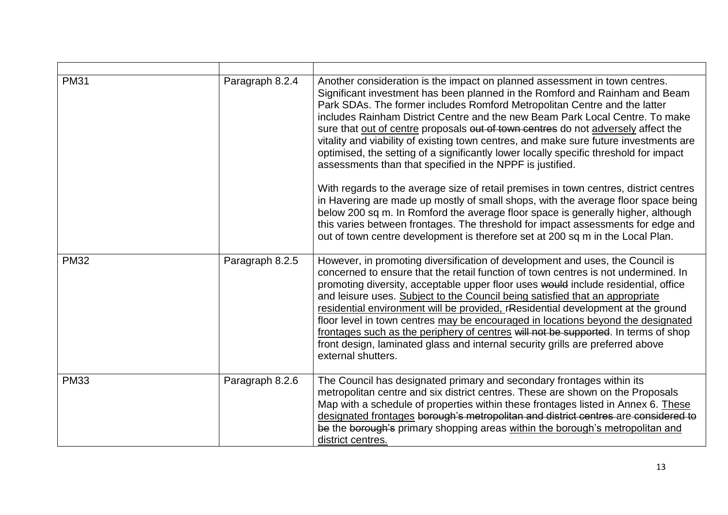| | | |
|---|---|---|
| PM31 | Paragraph 8.2.4 | Another consideration is the impact on planned assessment in town centres. Significant investment has been planned in the Romford and Rainham and Beam Park SDAs. The former includes Romford Metropolitan Centre and the latter includes Rainham District Centre and the new Beam Park Local Centre. To make sure that <u>out of centre</u> proposals ~~out of town centres~~ do not <u>adversely</u> affect the vitality and viability of existing town centres, and make sure future investments are optimised, the setting of a significantly lower locally specific threshold for impact assessments than that specified in the NPPF is justified.<br><br>With regards to the average size of retail premises in town centres, district centres in Havering are made up mostly of small shops, with the average floor space being below 200 sq m. In Romford the average floor space is generally higher, although this varies between frontages. The threshold for impact assessments for edge and out of town centre development is therefore set at 200 sq m in the Local Plan. |
| PM32 | Paragraph 8.2.5 | However, in promoting diversification of development and uses, the Council is concerned to ensure that the retail function of town centres is not undermined. In promoting diversity, acceptable upper floor uses ~~would~~ include residential, office and leisure uses. <u>Subject to the Council being satisfied that an appropriate residential environment will be provided, r</u>~~R~~esidential development at the ground floor level in town centres <u>may be encouraged in locations beyond the designated frontages such as the periphery of centres</u> ~~will not be supported~~. In terms of shop front design, laminated glass and internal security grills are preferred above external shutters. |
| PM33 | Paragraph 8.2.6 | The Council has designated primary and secondary frontages within its metropolitan centre and six district centres. These are shown on the Proposals Map with a schedule of properties within these frontages listed in Annex 6. <u>These designated frontages</u> ~~borough's metropolitan and district centres~~ are ~~considered to be~~ the ~~borough's~~ primary shopping areas <u>within the borough's metropolitan and district centres.</u> |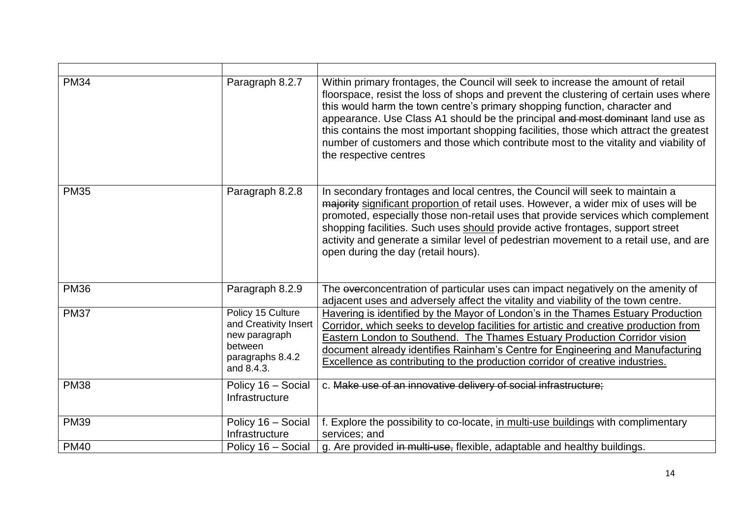| | | |
|---|---|---|
| PM34 | Paragraph 8.2.7 | Within primary frontages, the Council will seek to increase the amount of retail floorspace, resist the loss of shops and prevent the clustering of certain uses where this would harm the town centre's primary shopping function, character and appearance. Use Class A1 should be the principal ~~and most dominant~~ land use as this contains the most important shopping facilities, those which attract the greatest number of customers and those which contribute most to the vitality and viability of the respective centres |
| PM35 | Paragraph 8.2.8 | In secondary frontages and local centres, the Council will seek to maintain a ~~majority~~ <u>significant proportion</u> of retail uses. However, a wider mix of uses will be promoted, especially those non-retail uses that provide services which complement shopping facilities. Such uses <u>should</u> provide active frontages, support street activity and generate a similar level of pedestrian movement to a retail use, and are open during the day (retail hours). |
| PM36 | Paragraph 8.2.9 | The ~~over~~concentration of particular uses can impact negatively on the amenity of adjacent uses and adversely affect the vitality and viability of the town centre. |
| PM37 | Policy 15 Culture and Creativity Insert new paragraph between paragraphs 8.4.2 and 8.4.3. | <u>Havering is identified by the Mayor of London's in the Thames Estuary Production Corridor, which seeks to develop facilities for artistic and creative production from Eastern London to Southend. The Thames Estuary Production Corridor vision document already identifies Rainham's Centre for Engineering and Manufacturing Excellence as contributing to the production corridor of creative industries.</u> |
| PM38 | Policy 16 – Social Infrastructure | c. ~~Make use of an innovative delivery of social infrastructure;~~ |
| PM39 | Policy 16 – Social Infrastructure | f. Explore the possibility to co-locate, <u>in multi-use buildings</u> with complimentary services; and |
| PM40 | Policy 16 – Social | g. Are provided ~~in multi-use,~~ flexible, adaptable and healthy buildings. |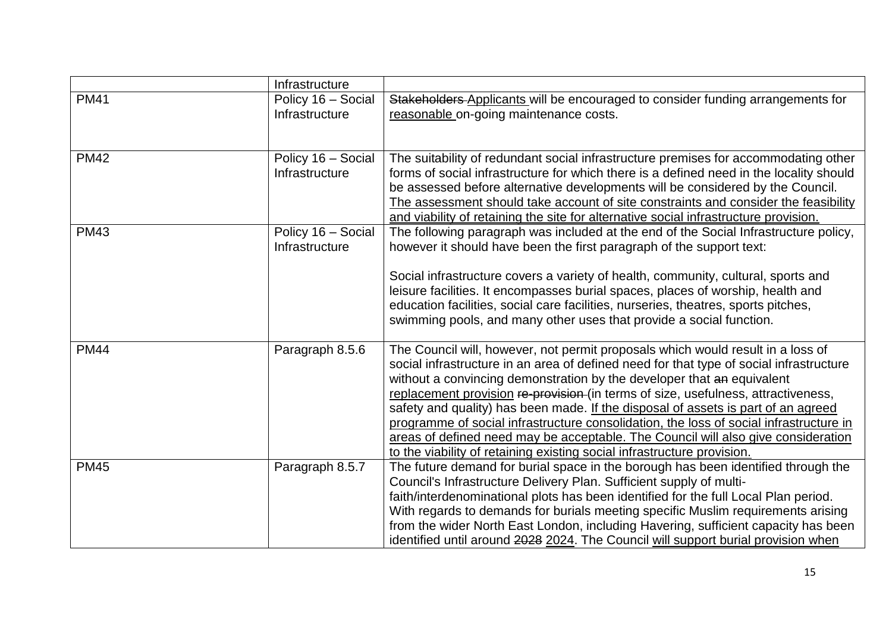| | Infrastructure | |
|---|---|---|
| PM41 | Policy 16 – Social Infrastructure | ~~Stakeholders~~ <u>Applicants</u> will be encouraged to consider funding arrangements for <u>reasonable</u> on-going maintenance costs. |
| PM42 | Policy 16 – Social Infrastructure | The suitability of redundant social infrastructure premises for accommodating other forms of social infrastructure for which there is a defined need in the locality should be assessed before alternative developments will be considered by the Council. <u>The assessment should take account of site constraints and consider the feasibility and viability of retaining the site for alternative social infrastructure provision.</u> |
| PM43 | Policy 16 – Social Infrastructure | The following paragraph was included at the end of the Social Infrastructure policy, however it should have been the first paragraph of the support text:<br><br>Social infrastructure covers a variety of health, community, cultural, sports and leisure facilities. It encompasses burial spaces, places of worship, health and education facilities, social care facilities, nurseries, theatres, sports pitches, swimming pools, and many other uses that provide a social function. |
| PM44 | Paragraph 8.5.6 | The Council will, however, not permit proposals which would result in a loss of social infrastructure in an area of defined need for that type of social infrastructure without a convincing demonstration by the developer that ~~an~~ equivalent <u>replacement provision</u> ~~re-provision~~ (in terms of size, usefulness, attractiveness, safety and quality) has been made. <u>If the disposal of assets is part of an agreed programme of social infrastructure consolidation, the loss of social infrastructure in areas of defined need may be acceptable. The Council will also give consideration to the viability of retaining existing social infrastructure provision.</u> |
| PM45 | Paragraph 8.5.7 | The future demand for burial space in the borough has been identified through the Council's Infrastructure Delivery Plan. Sufficient supply of multi-faith/interdenominational plots has been identified for the full Local Plan period. With regards to demands for burials meeting specific Muslim requirements arising from the wider North East London, including Havering, sufficient capacity has been identified until around ~~2028~~ <u>2024</u>. The Council <u>will support burial provision when</u> |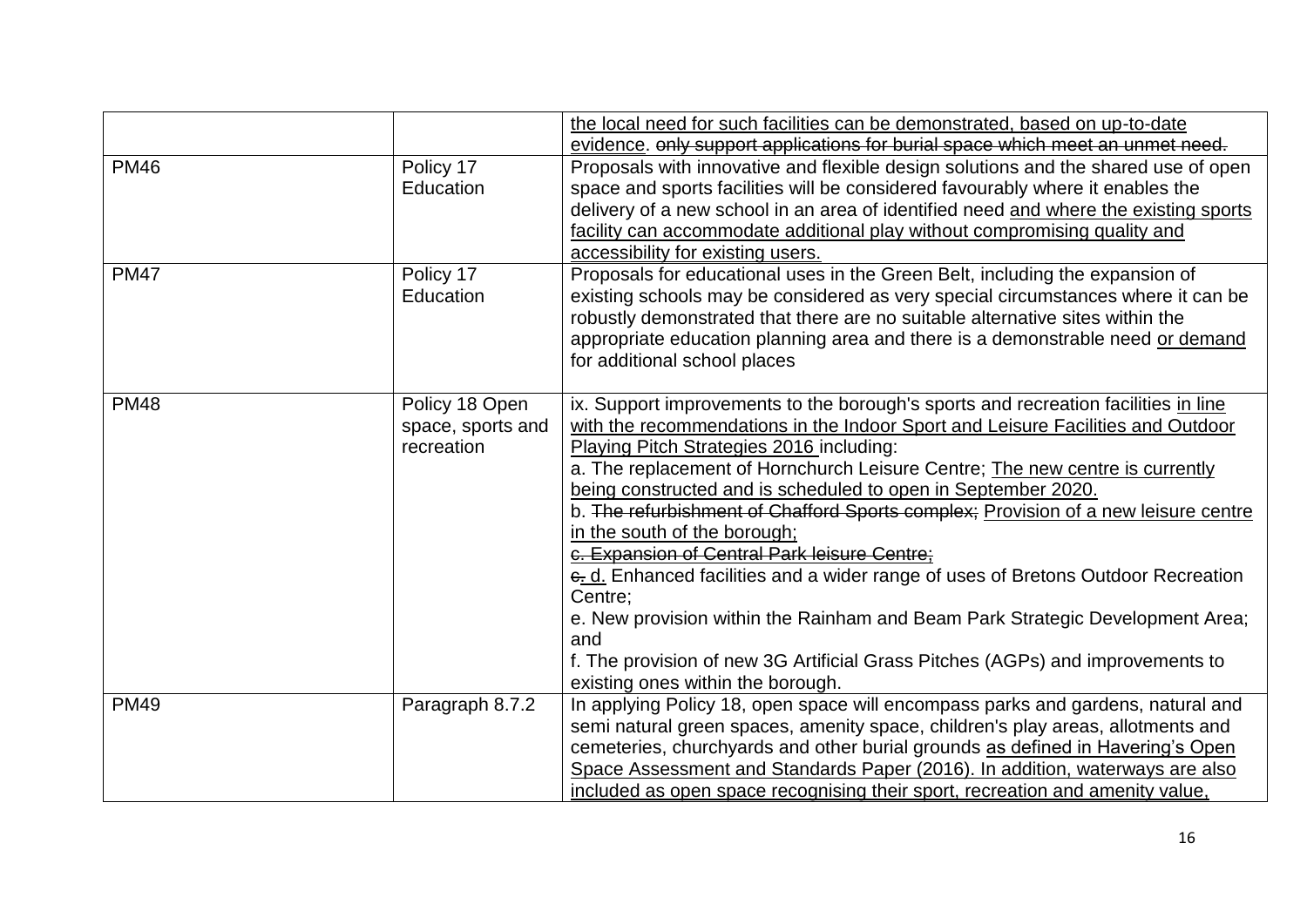| | | |
|---|---|---|
| | | <u>the local need for such facilities can be demonstrated, based on up-to-date evidence</u>. ~~only support applications for burial space which meet an unmet need.~~ |
| PM46 | Policy 17 Education | Proposals with innovative and flexible design solutions and the shared use of open space and sports facilities will be considered favourably where it enables the delivery of a new school in an area of identified need <u>and where the existing sports facility can accommodate additional play without compromising quality and accessibility for existing users.</u> |
| PM47 | Policy 17 Education | Proposals for educational uses in the Green Belt, including the expansion of existing schools may be considered as very special circumstances where it can be robustly demonstrated that there are no suitable alternative sites within the appropriate education planning area and there is a demonstrable need <u>or demand</u> for additional school places |
| PM48 | Policy 18 Open space, sports and recreation | ix. Support improvements to the borough's sports and recreation facilities <u>in line with the recommendations in the Indoor Sport and Leisure Facilities and Outdoor Playing Pitch Strategies 2016</u> including:<br>a. The replacement of Hornchurch Leisure Centre; <u>The new centre is currently being constructed and is scheduled to open in September 2020.</u><br>b. ~~The refurbishment of Chafford Sports complex;~~ <u>Provision of a new leisure centre in the south of the borough;</u><br>~~c. Expansion of Central Park leisure Centre;~~<br>~~c.~~ <u>d.</u> Enhanced facilities and a wider range of uses of Bretons Outdoor Recreation Centre;<br>e. New provision within the Rainham and Beam Park Strategic Development Area; and<br>f. The provision of new 3G Artificial Grass Pitches (AGPs) and improvements to existing ones within the borough. |
| PM49 | Paragraph 8.7.2 | In applying Policy 18, open space will encompass parks and gardens, natural and semi natural green spaces, amenity space, children's play areas, allotments and cemeteries, churchyards and other burial grounds <u>as defined in Havering's Open Space Assessment and Standards Paper (2016). In addition, waterways are also included as open space recognising their sport, recreation and amenity value,</u> |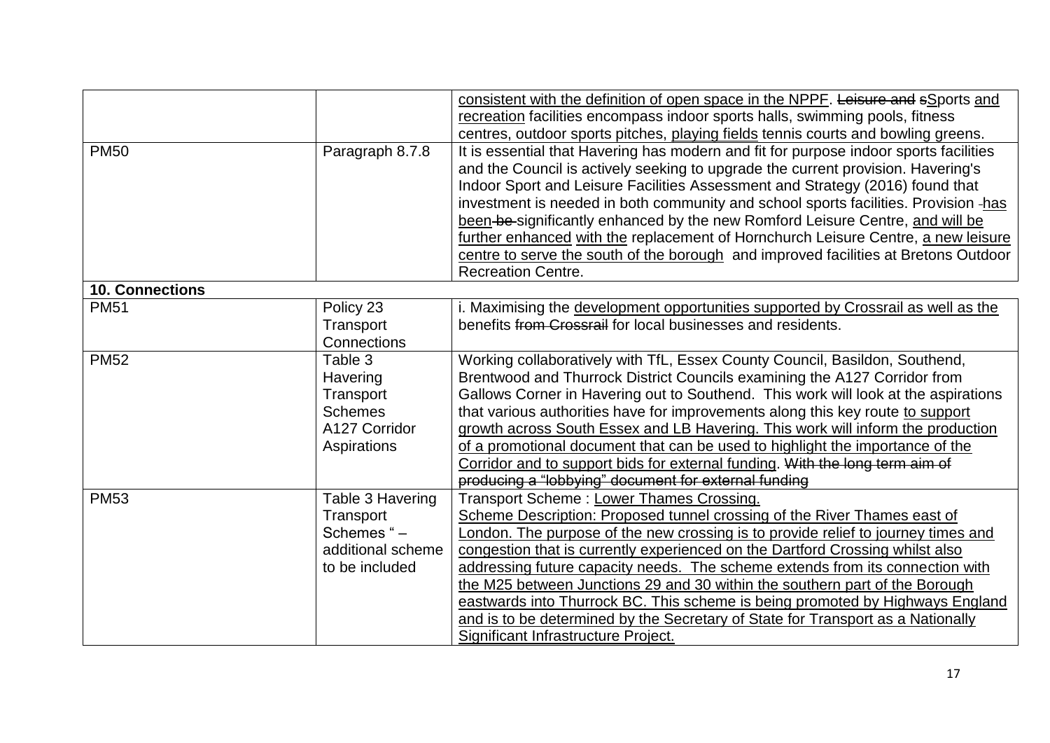| | | |
|---|---|---|
| | | <u>consistent with the definition of open space in the NPPF</u>. ~~Leisure and s~~<u>S</u>ports <u>and recreation</u> facilities encompass indoor sports halls, swimming pools, fitness centres, outdoor sports pitches, <u>playing fields</u> tennis courts and bowling greens. |
| PM50 | Paragraph 8.7.8 | It is essential that Havering has modern and fit for purpose indoor sports facilities and the Council is actively seeking to upgrade the current provision. Havering's Indoor Sport and Leisure Facilities Assessment and Strategy (2016) found that investment is needed in both community and school sports facilities. Provision <u>has been</u> ~~be~~ significantly enhanced by the new Romford Leisure Centre, <u>and will be further enhanced</u> <u>with the</u> replacement of Hornchurch Leisure Centre, <u>a new leisure centre to serve the south of the borough</u> and improved facilities at Bretons Outdoor Recreation Centre. |
| **10. Connections** | | |
| PM51 | Policy 23 Transport Connections | i. Maximising the <u>development opportunities supported by Crossrail as well as the</u> benefits ~~from Crossrail~~ for local businesses and residents. |
| PM52 | Table 3 Havering Transport Schemes A127 Corridor Aspirations | Working collaboratively with TfL, Essex County Council, Basildon, Southend, Brentwood and Thurrock District Councils examining the A127 Corridor from Gallows Corner in Havering out to Southend. This work will look at the aspirations that various authorities have for improvements along this key route <u>to support growth across South Essex and LB Havering. This work will inform the production of a promotional document that can be used to highlight the importance of the Corridor and to support bids for external funding</u>. ~~With the long term aim of producing a "lobbying" document for external funding~~ |
| PM53 | Table 3 Havering Transport Schemes " – additional scheme to be included | Transport Scheme : <u>Lower Thames Crossing.</u><br><u>Scheme Description: Proposed tunnel crossing of the River Thames east of London. The purpose of the new crossing is to provide relief to journey times and congestion that is currently experienced on the Dartford Crossing whilst also addressing future capacity needs. The scheme extends from its connection with the M25 between Junctions 29 and 30 within the southern part of the Borough eastwards into Thurrock BC. This scheme is being promoted by Highways England and is to be determined by the Secretary of State for Transport as a Nationally Significant Infrastructure Project.</u> |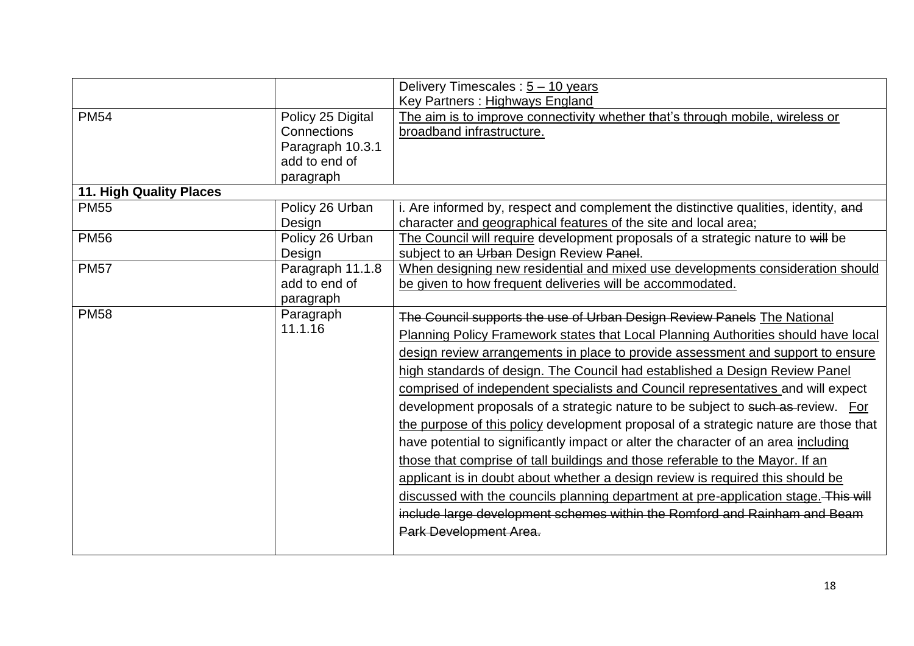| | | |
|---|---|---|
| | | Delivery Timescales : <u>5 – 10 years</u><br>Key Partners : <u>Highways England</u> |
| PM54 | Policy 25 Digital Connections Paragraph 10.3.1 add to end of paragraph | <u>The aim is to improve connectivity whether that's through mobile, wireless or broadband infrastructure.</u> |
| **11. High Quality Places** | | |
| PM55 | Policy 26 Urban Design | i. Are informed by, respect and complement the distinctive qualities, identity, ~~and~~ character <u>and geographical features</u> of the site and local area; |
| PM56 | Policy 26 Urban Design | <u>The Council will require</u> development proposals of a strategic nature to ~~will~~ be subject to ~~an~~ ~~Urban~~ Design Review ~~Panel~~. |
| PM57 | Paragraph 11.1.8 add to end of paragraph | <u>When designing new residential and mixed use developments consideration should be given to how frequent deliveries will be accommodated.</u> |
| PM58 | Paragraph 11.1.16 | ~~The Council supports the use of Urban Design Review Panels~~ <u>The National Planning Policy Framework states that Local Planning Authorities should have local design review arrangements in place to provide assessment and support to ensure high standards of design. The Council had established a Design Review Panel comprised of independent specialists and Council representatives</u> and will expect development proposals of a strategic nature to be subject to ~~such as~~ review. <u>For the purpose of this policy</u> development proposal of a strategic nature are those that have potential to significantly impact or alter the character of an area <u>including those that comprise of tall buildings and those referable to the Mayor. If an applicant is in doubt about whether a design review is required this should be discussed with the councils planning department at pre-application stage.</u> ~~This will include large development schemes within the Romford and Rainham and Beam Park Development Area.~~ |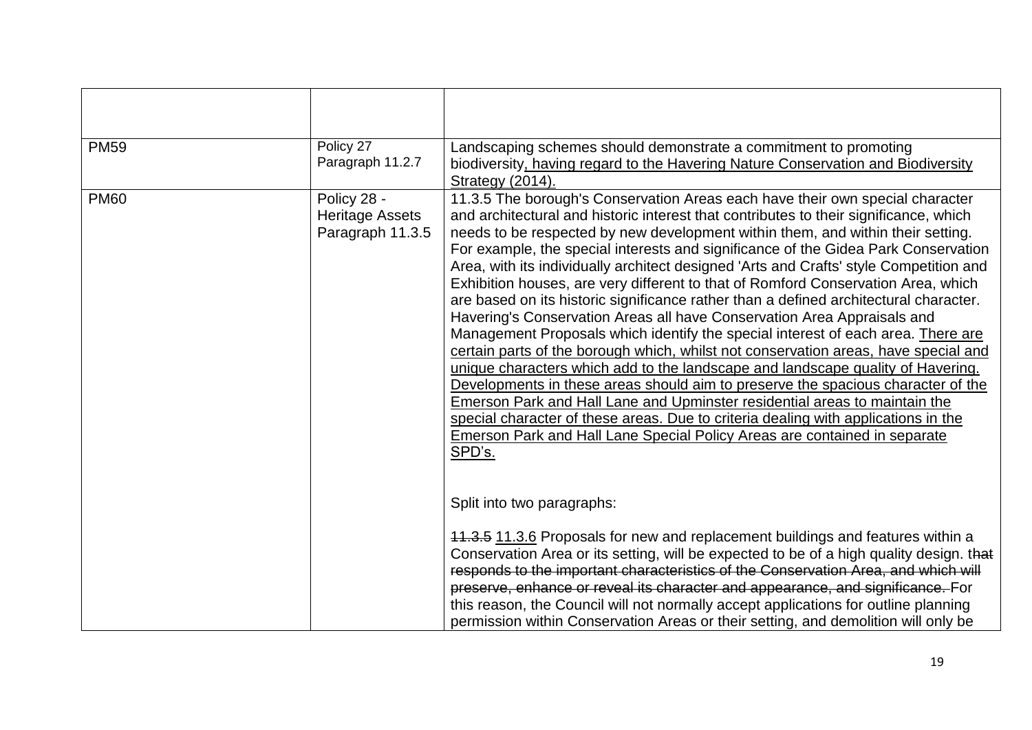| | | |
|---|---|---|
| PM59 | Policy 27 Paragraph 11.2.7 | Landscaping schemes should demonstrate a commitment to promoting biodiversity<u>, having regard to the Havering Nature Conservation and Biodiversity Strategy (2014).</u> |
| PM60 | Policy 28 - Heritage Assets Paragraph 11.3.5 | 11.3.5 The borough's Conservation Areas each have their own special character and architectural and historic interest that contributes to their significance, which needs to be respected by new development within them, and within their setting. For example, the special interests and significance of the Gidea Park Conservation Area, with its individually architect designed 'Arts and Crafts' style Competition and Exhibition houses, are very different to that of Romford Conservation Area, which are based on its historic significance rather than a defined architectural character. Havering's Conservation Areas all have Conservation Area Appraisals and Management Proposals which identify the special interest of each area. <u>There are certain parts of the borough which, whilst not conservation areas, have special and unique characters which add to the landscape and landscape quality of Havering. Developments in these areas should aim to preserve the spacious character of the Emerson Park and Hall Lane and Upminster residential areas to maintain the special character of these areas. Due to criteria dealing with applications in the Emerson Park and Hall Lane Special Policy Areas are contained in separate SPD's.</u><br><br>Split into two paragraphs:<br><br>~~11.3.5~~ <u>11.3.6</u> Proposals for new and replacement buildings and features within a Conservation Area or its setting, will be expected to be of a high quality design. t~~hat responds to the important characteristics of the Conservation Area, and which will preserve, enhance or reveal its character and appearance, and significance.~~ For this reason, the Council will not normally accept applications for outline planning permission within Conservation Areas or their setting, and demolition will only be |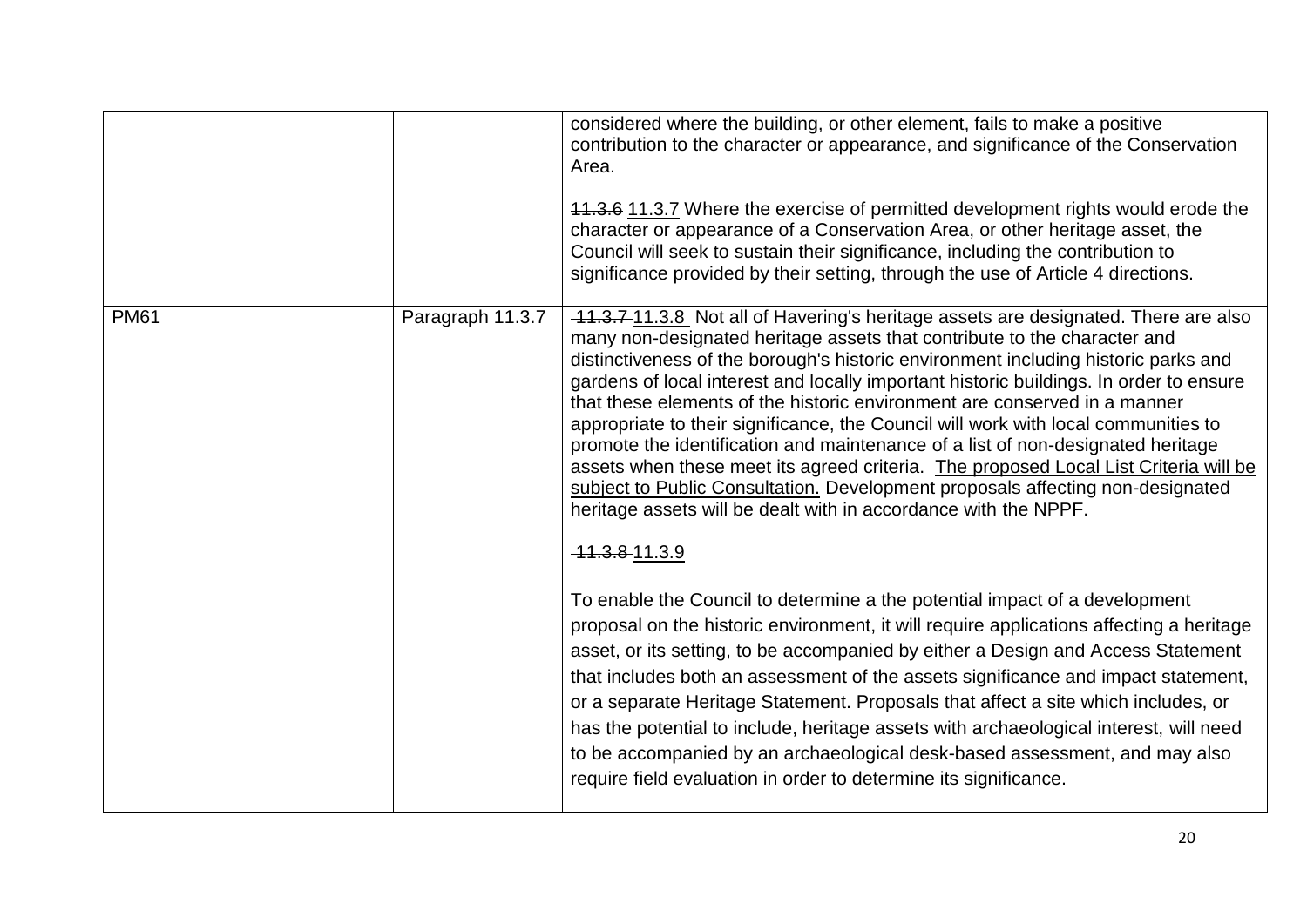|  |  |  |
|---|---|---|
|  |  | considered where the building, or other element, fails to make a positive contribution to the character or appearance, and significance of the Conservation Area.<br><br>~~11.3.6~~ <u>11.3.7</u> Where the exercise of permitted development rights would erode the character or appearance of a Conservation Area, or other heritage asset, the Council will seek to sustain their significance, including the contribution to significance provided by their setting, through the use of Article 4 directions. |
| PM61 | Paragraph 11.3.7 | ~~11.3.7~~ <u>11.3.8</u> Not all of Havering's heritage assets are designated. There are also many non-designated heritage assets that contribute to the character and distinctiveness of the borough's historic environment including historic parks and gardens of local interest and locally important historic buildings. In order to ensure that these elements of the historic environment are conserved in a manner appropriate to their significance, the Council will work with local communities to promote the identification and maintenance of a list of non-designated heritage assets when these meet its agreed criteria. <u>The proposed Local List Criteria will be subject to Public Consultation.</u> Development proposals affecting non-designated heritage assets will be dealt with in accordance with the NPPF.<br><br>~~11.3.8~~ <u>11.3.9</u><br><br>To enable the Council to determine a the potential impact of a development proposal on the historic environment, it will require applications affecting a heritage asset, or its setting, to be accompanied by either a Design and Access Statement that includes both an assessment of the assets significance and impact statement, or a separate Heritage Statement. Proposals that affect a site which includes, or has the potential to include, heritage assets with archaeological interest, will need to be accompanied by an archaeological desk-based assessment, and may also require field evaluation in order to determine its significance. |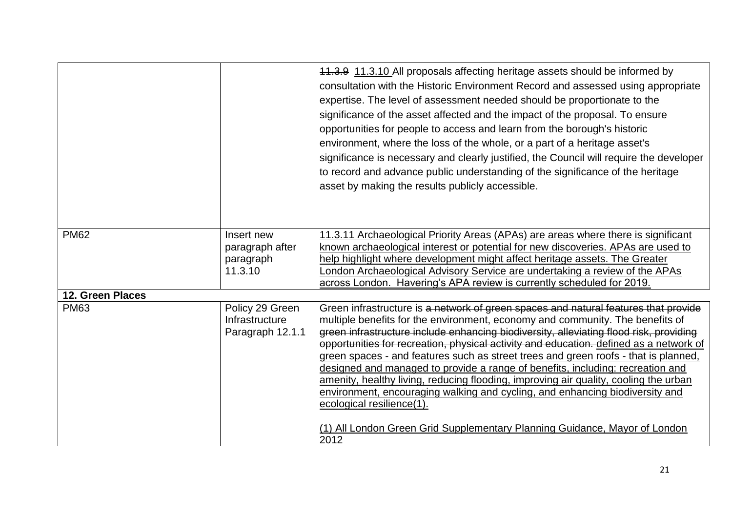| | | |
|---|---|---|
| | | ~~11.3.9~~ <u>11.3.10</u> All proposals affecting heritage assets should be informed by consultation with the Historic Environment Record and assessed using appropriate expertise. The level of assessment needed should be proportionate to the significance of the asset affected and the impact of the proposal. To ensure opportunities for people to access and learn from the borough's historic environment, where the loss of the whole, or a part of a heritage asset's significance is necessary and clearly justified, the Council will require the developer to record and advance public understanding of the significance of the heritage asset by making the results publicly accessible. |
| PM62 | Insert new paragraph after paragraph 11.3.10 | <u>11.3.11 Archaeological Priority Areas (APAs) are areas where there is significant known archaeological interest or potential for new discoveries. APAs are used to help highlight where development might affect heritage assets. The Greater London Archaeological Advisory Service are undertaking a review of the APAs across London. Havering's APA review is currently scheduled for 2019.</u> |
| **12. Green Places** | | |
| PM63 | Policy 29 Green Infrastructure Paragraph 12.1.1 | Green infrastructure is ~~a network of green spaces and natural features that provide multiple benefits for the environment, economy and community. The benefits of green infrastructure include enhancing biodiversity, alleviating flood risk, providing opportunities for recreation, physical activity and education.~~ <u>defined as a network of green spaces - and features such as street trees and green roofs - that is planned, designed and managed to provide a range of benefits, including: recreation and amenity, healthy living, reducing flooding, improving air quality, cooling the urban environment, encouraging walking and cycling, and enhancing biodiversity and ecological resilience(1).</u><br><br><u>(1) All London Green Grid Supplementary Planning Guidance, Mayor of London 2012</u> |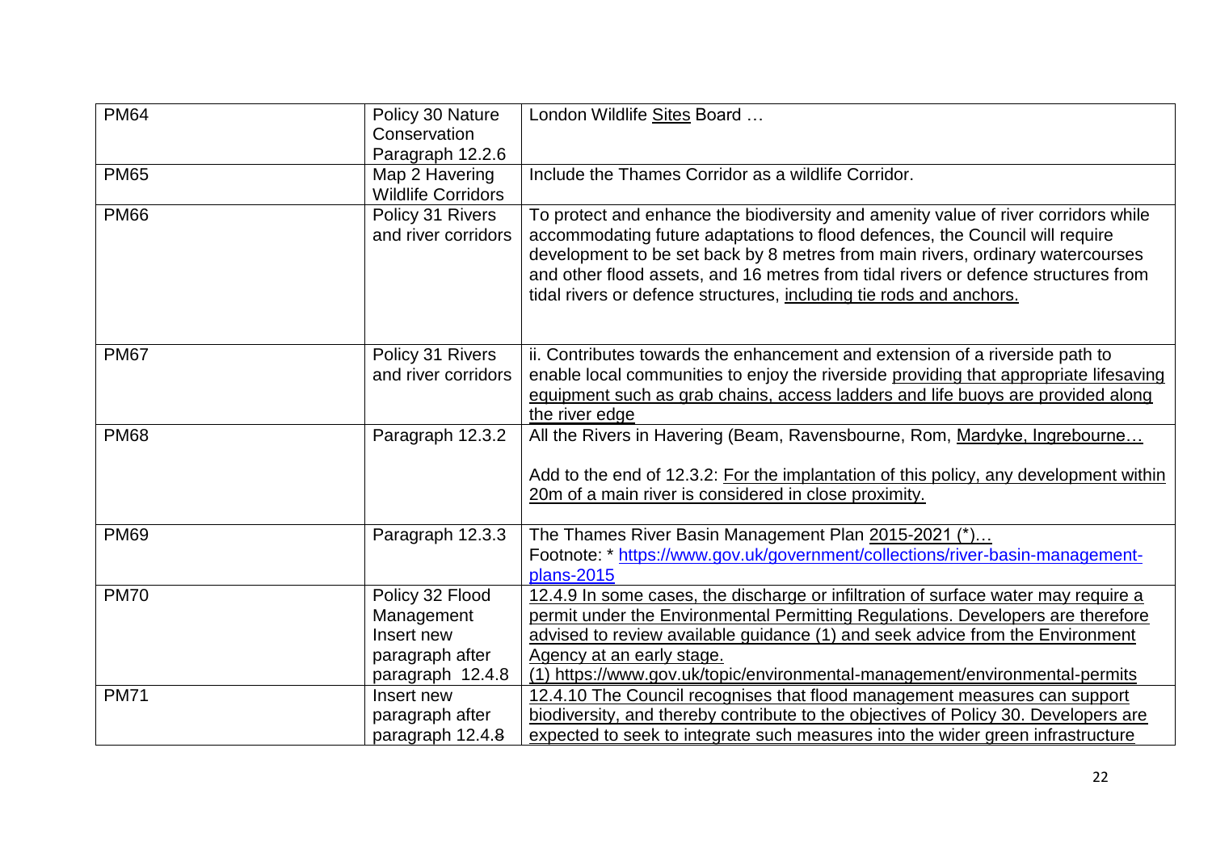| | | |
|---|---|---|
| PM64 | Policy 30 Nature Conservation Paragraph 12.2.6 | London Wildlife Sites Board … |
| PM65 | Map 2 Havering Wildlife Corridors | Include the Thames Corridor as a wildlife Corridor. |
| PM66 | Policy 31 Rivers and river corridors | To protect and enhance the biodiversity and amenity value of river corridors while accommodating future adaptations to flood defences, the Council will require development to be set back by 8 metres from main rivers, ordinary watercourses and other flood assets, and 16 metres from tidal rivers or defence structures from tidal rivers or defence structures, including tie rods and anchors. |
| PM67 | Policy 31 Rivers and river corridors | ii. Contributes towards the enhancement and extension of a riverside path to enable local communities to enjoy the riverside providing that appropriate lifesaving equipment such as grab chains, access ladders and life buoys are provided along the river edge |
| PM68 | Paragraph 12.3.2 | All the Rivers in Havering (Beam, Ravensbourne, Rom, Mardyke, Ingrebourne… <br><br> Add to the end of 12.3.2: For the implantation of this policy, any development within 20m of a main river is considered in close proximity. |
| PM69 | Paragraph 12.3.3 | The Thames River Basin Management Plan 2015-2021 (*)… <br> Footnote: * https://www.gov.uk/government/collections/river-basin-management-plans-2015 |
| PM70 | Policy 32 Flood Management Insert new paragraph after paragraph 12.4.8 | 12.4.9 In some cases, the discharge or infiltration of surface water may require a permit under the Environmental Permitting Regulations. Developers are therefore advised to review available guidance (1) and seek advice from the Environment Agency at an early stage. <br> (1) https://www.gov.uk/topic/environmental-management/environmental-permits |
| PM71 | Insert new paragraph after paragraph 12.4.~~8~~ | 12.4.10 The Council recognises that flood management measures can support biodiversity, and thereby contribute to the objectives of Policy 30. Developers are expected to seek to integrate such measures into the wider green infrastructure |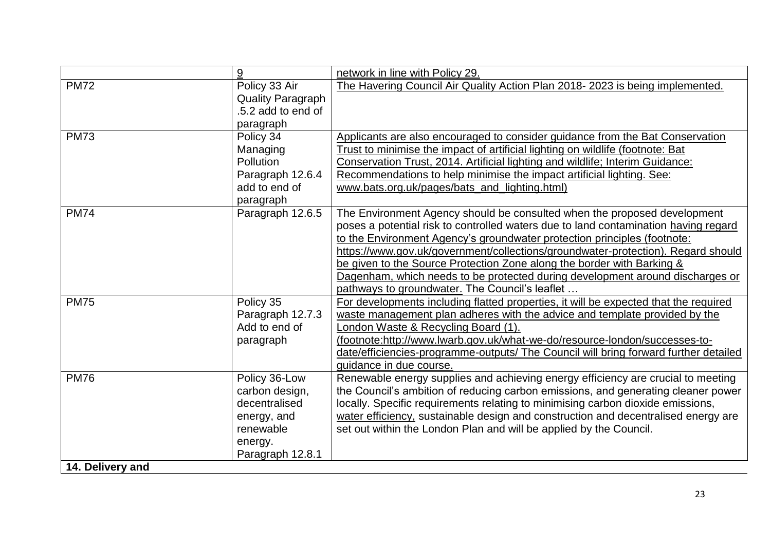| | | |
|---|---|---|
| | 9 | network in line with Policy 29. |
| PM72 | Policy 33 Air Quality Paragraph .5.2 add to end of paragraph | The Havering Council Air Quality Action Plan 2018- 2023 is being implemented. |
| PM73 | Policy 34 Managing Pollution Paragraph 12.6.4 add to end of paragraph | Applicants are also encouraged to consider guidance from the Bat Conservation Trust to minimise the impact of artificial lighting on wildlife (footnote: Bat Conservation Trust, 2014. Artificial lighting and wildlife; Interim Guidance: Recommendations to help minimise the impact artificial lighting. See: www.bats.org.uk/pages/bats_and_lighting.html) |
| PM74 | Paragraph 12.6.5 | The Environment Agency should be consulted when the proposed development poses a potential risk to controlled waters due to land contamination having regard to the Environment Agency's groundwater protection principles (footnote: https://www.gov.uk/government/collections/groundwater-protection). Regard should be given to the Source Protection Zone along the border with Barking & Dagenham, which needs to be protected during development around discharges or pathways to groundwater. The Council's leaflet … |
| PM75 | Policy 35 Paragraph 12.7.3 Add to end of paragraph | For developments including flatted properties, it will be expected that the required waste management plan adheres with the advice and template provided by the London Waste & Recycling Board (1). (footnote:http://www.lwarb.gov.uk/what-we-do/resource-london/successes-to-date/efficiencies-programme-outputs/ The Council will bring forward further detailed guidance in due course. |
| PM76 | Policy 36-Low carbon design, decentralised energy, and renewable energy. Paragraph 12.8.1 | Renewable energy supplies and achieving energy efficiency are crucial to meeting the Council's ambition of reducing carbon emissions, and generating cleaner power locally. Specific requirements relating to minimising carbon dioxide emissions, water efficiency, sustainable design and construction and decentralised energy are set out within the London Plan and will be applied by the Council. |
| **14. Delivery and** | | |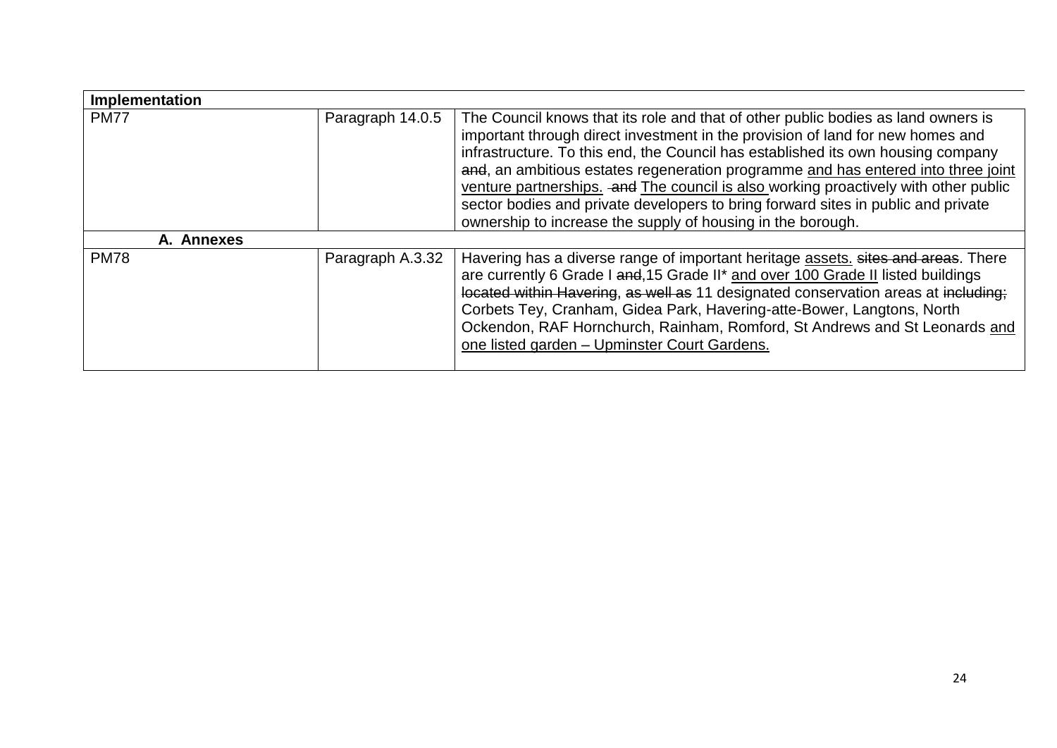| | | |
|---|---|---|
| **Implementation** | | |
| PM77 | Paragraph 14.0.5 | The Council knows that its role and that of other public bodies as land owners is important through direct investment in the provision of land for new homes and infrastructure. To this end, the Council has established its own housing company ~~and~~, an ambitious estates regeneration programme <u>and has entered into three joint venture partnerships.</u> ~~and~~ <u>The council is also</u> working proactively with other public sector bodies and private developers to bring forward sites in public and private ownership to increase the supply of housing in the borough. |
| **A. Annexes** | | |
| PM78 | Paragraph A.3.32 | Havering has a diverse range of important heritage <u>assets.</u> ~~sites and areas~~. There are currently 6 Grade I ~~and~~,15 Grade II* <u>and over 100 Grade II</u> listed buildings ~~located within Havering~~, ~~as well as~~ 11 designated conservation areas at ~~including;~~ Corbets Tey, Cranham, Gidea Park, Havering-atte-Bower, Langtons, North Ockendon, RAF Hornchurch, Rainham, Romford, St Andrews and St Leonards <u>and one listed garden – Upminster Court Gardens.</u> |